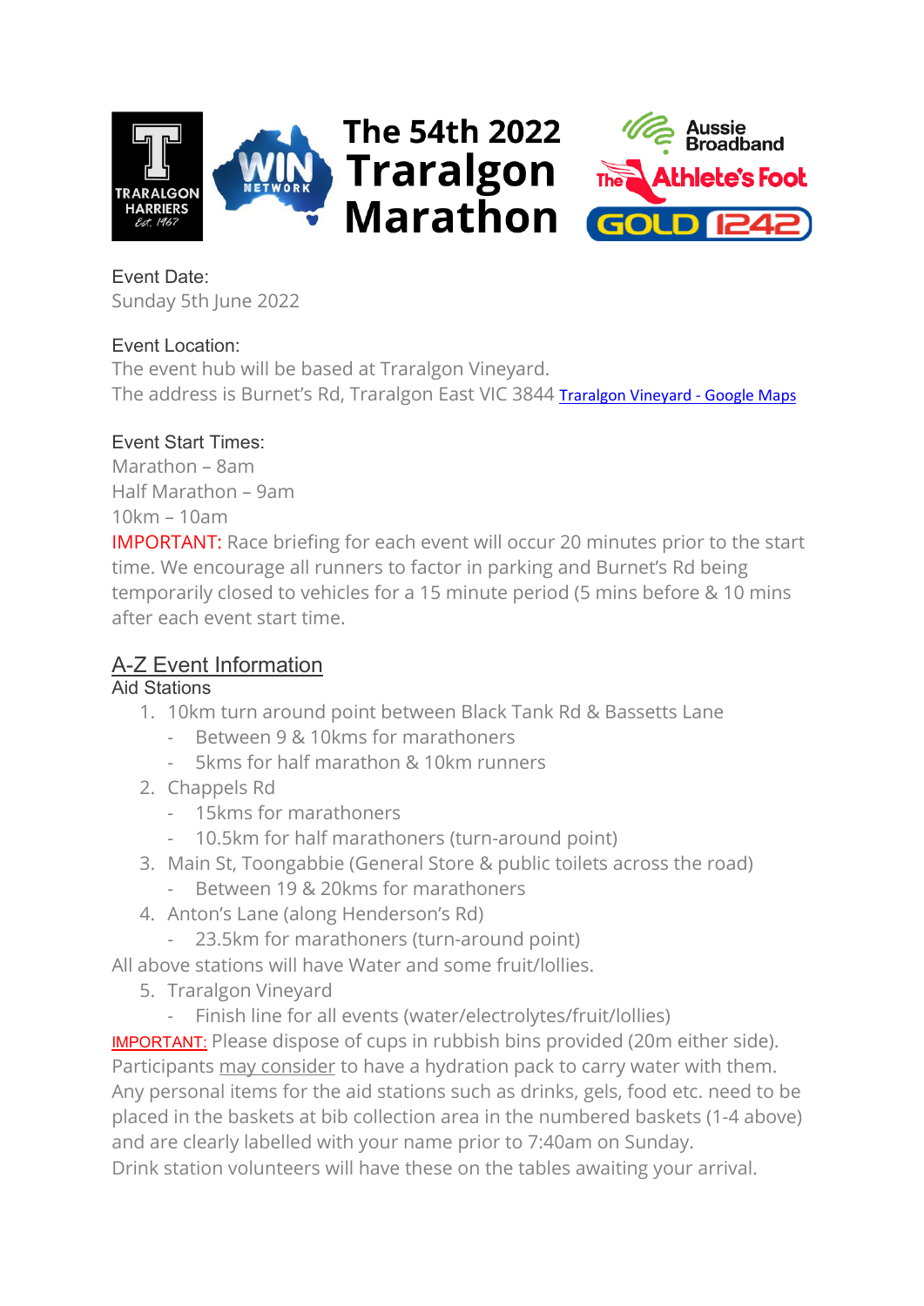# The 54th 2022 Traralgon Marathon

Event Date:
Sunday 5th June 2022

Event Location:
The event hub will be based at Traralgon Vineyard.
The address is Burnet's Rd, Traralgon East VIC 3844 [Traralgon Vineyard - Google Maps]

Event Start Times:
Marathon – 8am
Half Marathon – 9am
10km – 10am
IMPORTANT: Race briefing for each event will occur 20 minutes prior to the start time. We encourage all runners to factor in parking and Burnet's Rd being temporarily closed to vehicles for a 15 minute period (5 mins before & 10 mins after each event start time.

## A-Z Event Information

### Aid Stations

1. 10km turn around point between Black Tank Rd & Bassetts Lane
   - Between 9 & 10kms for marathoners
   - 5kms for half marathon & 10km runners
2. Chappels Rd
   - 15kms for marathoners
   - 10.5km for half marathoners (turn-around point)
3. Main St, Toongabbie (General Store & public toilets across the road)
   - Between 19 & 20kms for marathoners
4. Anton's Lane (along Henderson's Rd)
   - 23.5km for marathoners (turn-around point)

All above stations will have Water and some fruit/lollies.

5. Traralgon Vineyard
   - Finish line for all events (water/electrolytes/fruit/lollies)

IMPORTANT: Please dispose of cups in rubbish bins provided (20m either side). Participants may consider to have a hydration pack to carry water with them. Any personal items for the aid stations such as drinks, gels, food etc. need to be placed in the baskets at bib collection area in the numbered baskets (1-4 above) and are clearly labelled with your name prior to 7:40am on Sunday.
Drink station volunteers will have these on the tables awaiting your arrival.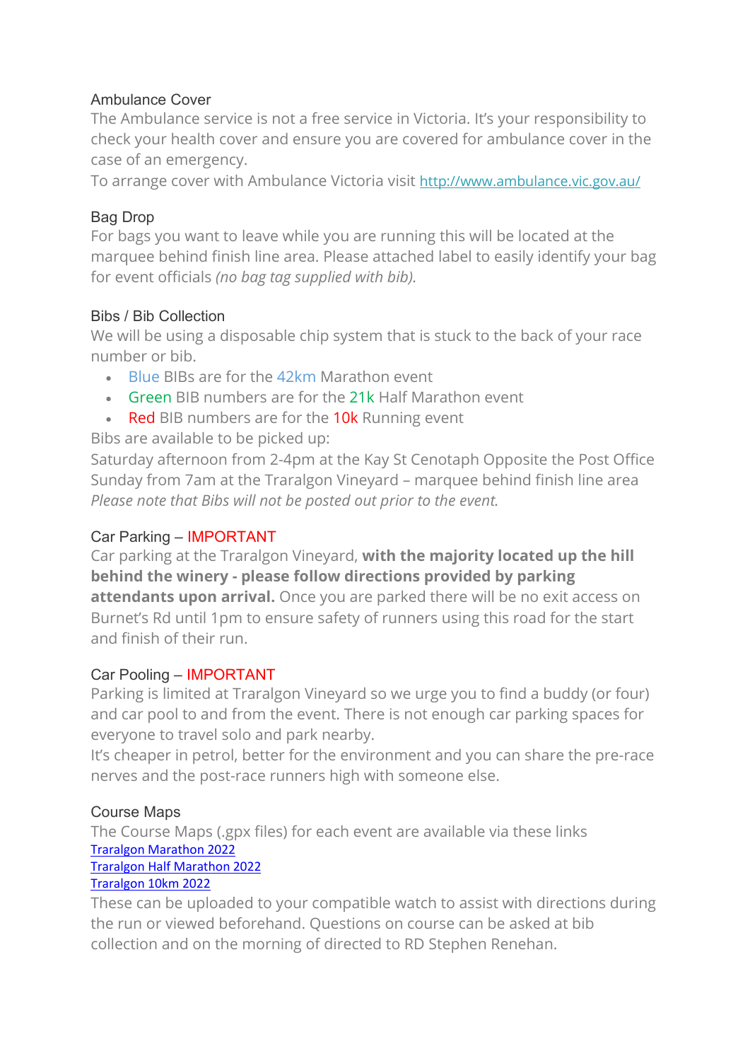## Ambulance Cover

The Ambulance service is not a free service in Victoria. It's your responsibility to check your health cover and ensure you are covered for ambulance cover in the case of an emergency.
To arrange cover with Ambulance Victoria visit [http://www.ambulance.vic.gov.au/](http://www.ambulance.vic.gov.au/)

## Bag Drop

For bags you want to leave while you are running this will be located at the marquee behind finish line area. Please attached label to easily identify your bag for event officials *(no bag tag supplied with bib).*

## Bibs / Bib Collection

We will be using a disposable chip system that is stuck to the back of your race number or bib.

- Blue BIBs are for the 42km Marathon event
- Green BIB numbers are for the 21k Half Marathon event
- Red BIB numbers are for the 10k Running event

Bibs are available to be picked up:
Saturday afternoon from 2-4pm at the Kay St Cenotaph Opposite the Post Office
Sunday from 7am at the Traralgon Vineyard – marquee behind finish line area
*Please note that Bibs will not be posted out prior to the event.*

## Car Parking – IMPORTANT

Car parking at the Traralgon Vineyard, **with the majority located up the hill behind the winery - please follow directions provided by parking attendants upon arrival.** Once you are parked there will be no exit access on Burnet's Rd until 1pm to ensure safety of runners using this road for the start and finish of their run.

## Car Pooling – IMPORTANT

Parking is limited at Traralgon Vineyard so we urge you to find a buddy (or four) and car pool to and from the event. There is not enough car parking spaces for everyone to travel solo and park nearby.
It's cheaper in petrol, better for the environment and you can share the pre-race nerves and the post-race runners high with someone else.

## Course Maps

The Course Maps (.gpx files) for each event are available via these links
Traralgon Marathon 2022
Traralgon Half Marathon 2022
Traralgon 10km 2022
These can be uploaded to your compatible watch to assist with directions during the run or viewed beforehand. Questions on course can be asked at bib collection and on the morning of directed to RD Stephen Renehan.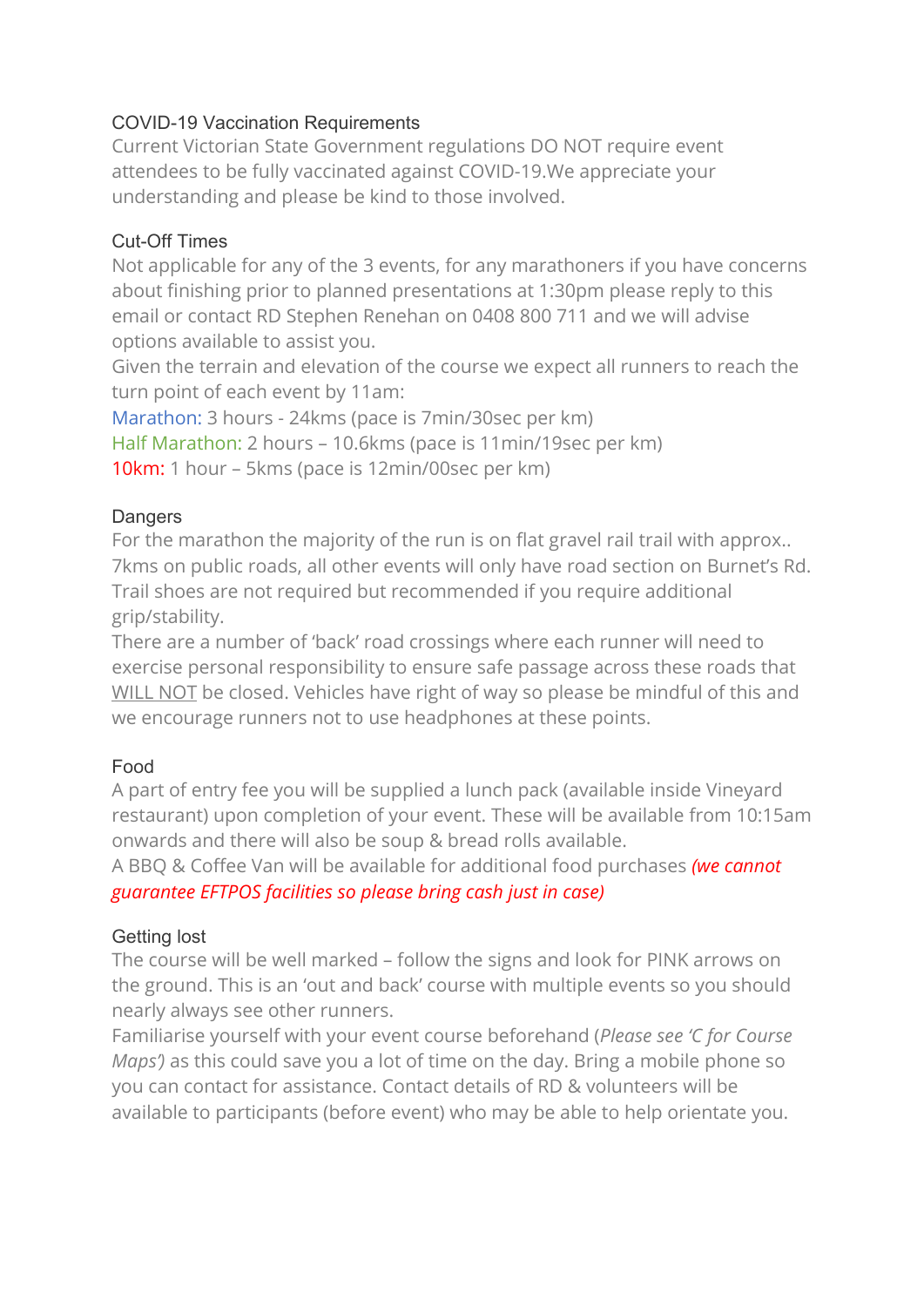### COVID-19 Vaccination Requirements

Current Victorian State Government regulations DO NOT require event attendees to be fully vaccinated against COVID-19.We appreciate your understanding and please be kind to those involved.

### Cut-Off Times

Not applicable for any of the 3 events, for any marathoners if you have concerns about finishing prior to planned presentations at 1:30pm please reply to this email or contact RD Stephen Renehan on 0408 800 711 and we will advise options available to assist you.

Given the terrain and elevation of the course we expect all runners to reach the turn point of each event by 11am:

Marathon: 3 hours - 24kms (pace is 7min/30sec per km)
Half Marathon: 2 hours – 10.6kms (pace is 11min/19sec per km)
10km: 1 hour – 5kms (pace is 12min/00sec per km)

### Dangers

For the marathon the majority of the run is on flat gravel rail trail with approx.. 7kms on public roads, all other events will only have road section on Burnet's Rd. Trail shoes are not required but recommended if you require additional grip/stability.

There are a number of 'back' road crossings where each runner will need to exercise personal responsibility to ensure safe passage across these roads that WILL NOT be closed. Vehicles have right of way so please be mindful of this and we encourage runners not to use headphones at these points.

### Food

A part of entry fee you will be supplied a lunch pack (available inside Vineyard restaurant) upon completion of your event. These will be available from 10:15am onwards and there will also be soup & bread rolls available.

A BBQ & Coffee Van will be available for additional food purchases ***(we cannot guarantee EFTPOS facilities so please bring cash just in case)***

### Getting lost

The course will be well marked – follow the signs and look for PINK arrows on the ground. This is an 'out and back' course with multiple events so you should nearly always see other runners.

Familiarise yourself with your event course beforehand (*Please see 'C for Course Maps')* as this could save you a lot of time on the day. Bring a mobile phone so you can contact for assistance. Contact details of RD & volunteers will be available to participants (before event) who may be able to help orientate you.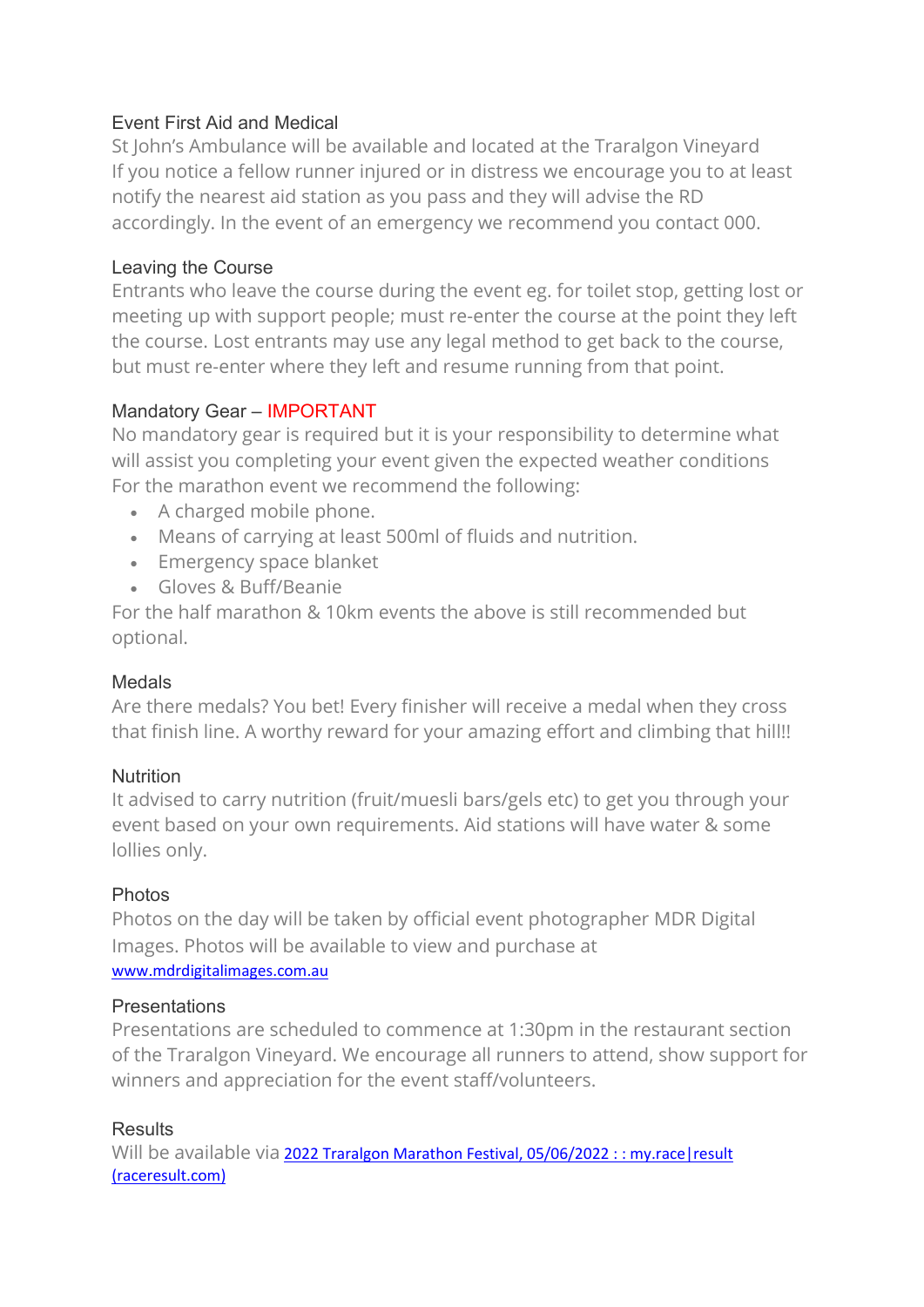### Event First Aid and Medical

St John's Ambulance will be available and located at the Traralgon Vineyard
If you notice a fellow runner injured or in distress we encourage you to at least notify the nearest aid station as you pass and they will advise the RD accordingly. In the event of an emergency we recommend you contact 000.

### Leaving the Course

Entrants who leave the course during the event eg. for toilet stop, getting lost or meeting up with support people; must re-enter the course at the point they left the course. Lost entrants may use any legal method to get back to the course, but must re-enter where they left and resume running from that point.

### Mandatory Gear – IMPORTANT

No mandatory gear is required but it is your responsibility to determine what will assist you completing your event given the expected weather conditions
For the marathon event we recommend the following:

- A charged mobile phone.
- Means of carrying at least 500ml of fluids and nutrition.
- Emergency space blanket
- Gloves & Buff/Beanie

For the half marathon & 10km events the above is still recommended but optional.

### Medals

Are there medals? You bet! Every finisher will receive a medal when they cross that finish line. A worthy reward for your amazing effort and climbing that hill!!

### Nutrition

It advised to carry nutrition (fruit/muesli bars/gels etc) to get you through your event based on your own requirements. Aid stations will have water & some lollies only.

### Photos

Photos on the day will be taken by official event photographer MDR Digital Images. Photos will be available to view and purchase at
[www.mdrdigitalimages.com.au](www.mdrdigitalimages.com.au)

### Presentations

Presentations are scheduled to commence at 1:30pm in the restaurant section of the Traralgon Vineyard. We encourage all runners to attend, show support for winners and appreciation for the event staff/volunteers.

### Results

Will be available via 2022 Traralgon Marathon Festival, 05/06/2022 : : my.race|result (raceresult.com)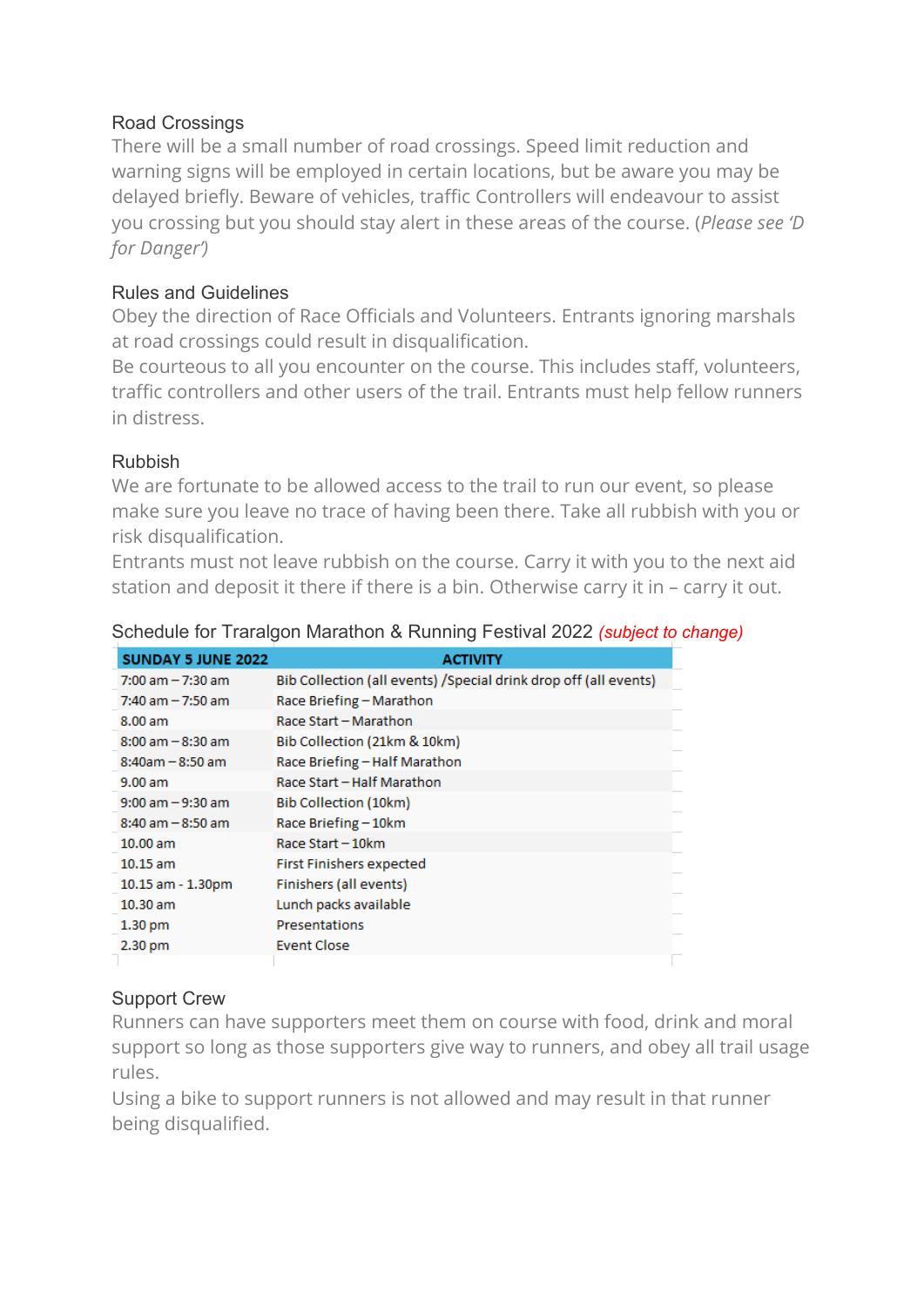## Road Crossings

There will be a small number of road crossings. Speed limit reduction and warning signs will be employed in certain locations, but be aware you may be delayed briefly. Beware of vehicles, traffic Controllers will endeavour to assist you crossing but you should stay alert in these areas of the course. (*Please see 'D for Danger')*

## Rules and Guidelines

Obey the direction of Race Officials and Volunteers. Entrants ignoring marshals at road crossings could result in disqualification.

Be courteous to all you encounter on the course. This includes staff, volunteers, traffic controllers and other users of the trail. Entrants must help fellow runners in distress.

## Rubbish

We are fortunate to be allowed access to the trail to run our event, so please make sure you leave no trace of having been there. Take all rubbish with you or risk disqualification.

Entrants must not leave rubbish on the course. Carry it with you to the next aid station and deposit it there if there is a bin. Otherwise carry it in – carry it out.

## Schedule for Traralgon Marathon & Running Festival 2022 *(subject to change)*

| SUNDAY 5 JUNE 2022 | ACTIVITY |
|---|---|
| 7:00 am – 7:30 am | Bib Collection (all events) /Special drink drop off (all events) |
| 7:40 am – 7:50 am | Race Briefing – Marathon |
| 8.00 am | Race Start – Marathon |
| 8:00 am – 8:30 am | Bib Collection (21km & 10km) |
| 8:40am – 8:50 am | Race Briefing – Half Marathon |
| 9.00 am | Race Start – Half Marathon |
| 9:00 am – 9:30 am | Bib Collection (10km) |
| 8:40 am – 8:50 am | Race Briefing – 10km |
| 10.00 am | Race Start – 10km |
| 10.15 am | First Finishers expected |
| 10.15 am - 1.30pm | Finishers (all events) |
| 10.30 am | Lunch packs available |
| 1.30 pm | Presentations |
| 2.30 pm | Event Close |

## Support Crew

Runners can have supporters meet them on course with food, drink and moral support so long as those supporters give way to runners, and obey all trail usage rules.

Using a bike to support runners is not allowed and may result in that runner being disqualified.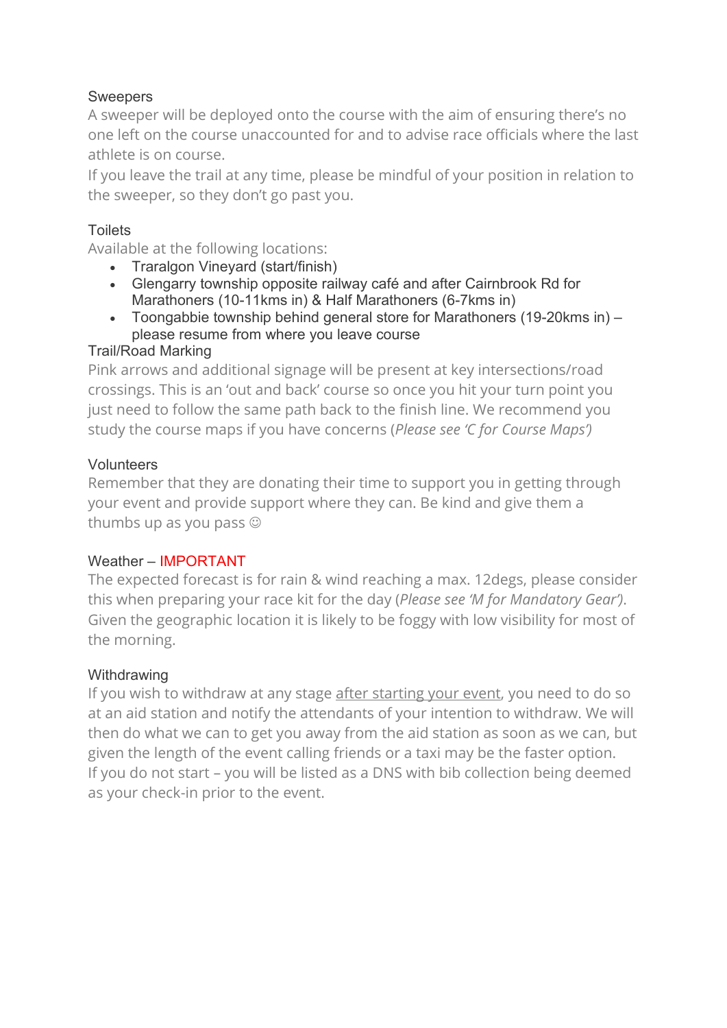## Sweepers

A sweeper will be deployed onto the course with the aim of ensuring there's no one left on the course unaccounted for and to advise race officials where the last athlete is on course.

If you leave the trail at any time, please be mindful of your position in relation to the sweeper, so they don't go past you.

## Toilets

Available at the following locations:

- Traralgon Vineyard (start/finish)
- Glengarry township opposite railway café and after Cairnbrook Rd for Marathoners (10-11kms in) & Half Marathoners (6-7kms in)
- Toongabbie township behind general store for Marathoners (19-20kms in) – please resume from where you leave course

## Trail/Road Marking

Pink arrows and additional signage will be present at key intersections/road crossings. This is an 'out and back' course so once you hit your turn point you just need to follow the same path back to the finish line. We recommend you study the course maps if you have concerns (*Please see 'C for Course Maps'*)

## Volunteers

Remember that they are donating their time to support you in getting through your event and provide support where they can. Be kind and give them a thumbs up as you pass ☺

## Weather – IMPORTANT

The expected forecast is for rain & wind reaching a max. 12degs, please consider this when preparing your race kit for the day (*Please see 'M for Mandatory Gear')*. Given the geographic location it is likely to be foggy with low visibility for most of the morning.

## Withdrawing

If you wish to withdraw at any stage <u>after starting your event</u>, you need to do so at an aid station and notify the attendants of your intention to withdraw. We will then do what we can to get you away from the aid station as soon as we can, but given the length of the event calling friends or a taxi may be the faster option.

If you do not start – you will be listed as a DNS with bib collection being deemed as your check-in prior to the event.